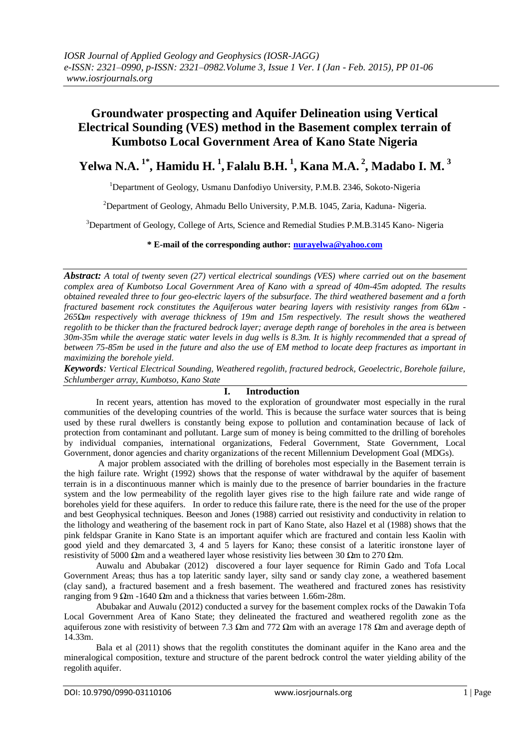# Groundwater prospecting and Aquifer Delineation using Vertical Electrical Sounding (VES) method in the Basement complex terrain of Kumbotso Local Government Area of Kano State Nigeria

## Yelwa N.A. [1*], Hamidu H. [1], Falalu B.H. [1], Kana M.A. [2], Madabo I. M. [3]

[1]Department of Geology, Usmanu Danfodiyo University, P.M.B. 2346, Sokoto-Nigeria

[2]Department of Geology, Ahmadu Bello University, P.M.B. 1045, Zaria, Kaduna- Nigeria.

[3]Department of Geology, College of Arts, Science and Remedial Studies P.M.B.3145 Kano- Nigeria

**\* E-mail of the corresponding author: nurayelwa@yahoo.com**

***Abstract:*** *A total of twenty seven (27) vertical electrical soundings (VES) where carried out on the basement complex area of Kumbotso Local Government Area of Kano with a spread of 40m-45m adopted. The results obtained revealed three to four geo-electric layers of the subsurface. The third weathered basement and a forth fractured basement rock constitutes the Aquiferous water bearing layers with resistivity ranges from 6Ωm - 265Ωm respectively with average thickness of 19m and 15m respectively. The result shows the weathered regolith to be thicker than the fractured bedrock layer; average depth range of boreholes in the area is between 30m-35m while the average static water levels in dug wells is 8.3m. It is highly recommended that a spread of between 75-85m be used in the future and also the use of EM method to locate deep fractures as important in maximizing the borehole yield.*

***Keywords****: Vertical Electrical Sounding, Weathered regolith, fractured bedrock, Geoelectric, Borehole failure, Schlumberger array, Kumbotso, Kano State*

## I. Introduction

In recent years, attention has moved to the exploration of groundwater most especially in the rural communities of the developing countries of the world. This is because the surface water sources that is being used by these rural dwellers is constantly being expose to pollution and contamination because of lack of protection from contaminant and pollutant. Large sum of money is being committed to the drilling of boreholes by individual companies, international organizations, Federal Government, State Government, Local Government, donor agencies and charity organizations of the recent Millennium Development Goal (MDGs).

A major problem associated with the drilling of boreholes most especially in the Basement terrain is the high failure rate. Wright (1992) shows that the response of water withdrawal by the aquifer of basement terrain is in a discontinuous manner which is mainly due to the presence of barrier boundaries in the fracture system and the low permeability of the regolith layer gives rise to the high failure rate and wide range of boreholes yield for these aquifers. In order to reduce this failure rate, there is the need for the use of the proper and best Geophysical techniques. Beeson and Jones (1988) carried out resistivity and conductivity in relation to the lithology and weathering of the basement rock in part of Kano State, also Hazel et al (1988) shows that the pink feldspar Granite in Kano State is an important aquifer which are fractured and contain less Kaolin with good yield and they demarcated 3, 4 and 5 layers for Kano; these consist of a lateritic ironstone layer of resistivity of 5000 Ωm and a weathered layer whose resistivity lies between 30 Ωm to 270 Ωm.

Auwalu and Abubakar (2012) discovered a four layer sequence for Rimin Gado and Tofa Local Government Areas; thus has a top lateritic sandy layer, silty sand or sandy clay zone, a weathered basement (clay sand), a fractured basement and a fresh basement. The weathered and fractured zones has resistivity ranging from 9 Ωm -1640 Ωm and a thickness that varies between 1.66m-28m.

Abubakar and Auwalu (2012) conducted a survey for the basement complex rocks of the Dawakin Tofa Local Government Area of Kano State; they delineated the fractured and weathered regolith zone as the aquiferous zone with resistivity of between 7.3 Ωm and 772 Ωm with an average 178 Ωm and average depth of 14.33m.

Bala et al (2011) shows that the regolith constitutes the dominant aquifer in the Kano area and the mineralogical composition, texture and structure of the parent bedrock control the water yielding ability of the regolith aquifer.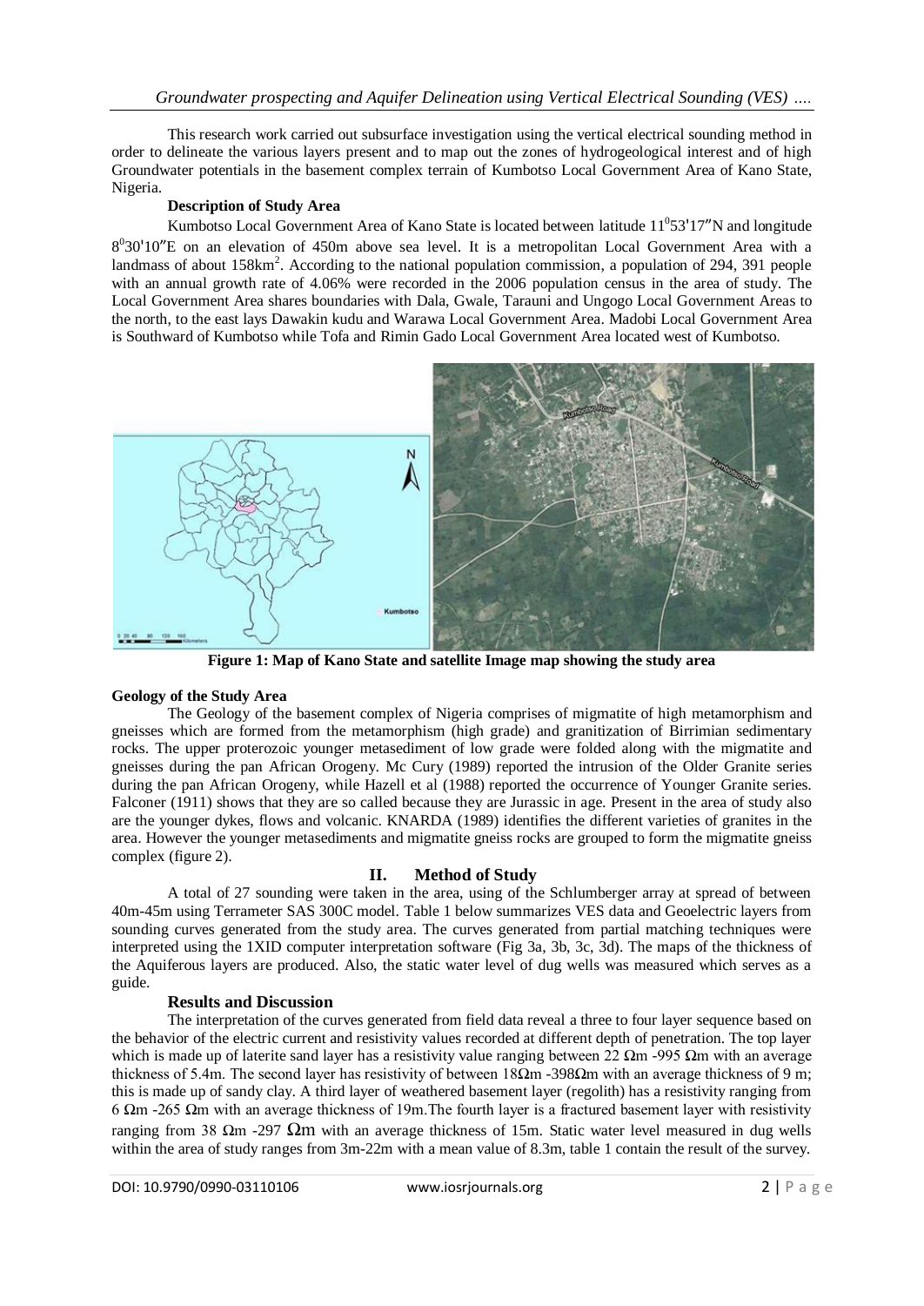This research work carried out subsurface investigation using the vertical electrical sounding method in order to delineate the various layers present and to map out the zones of hydrogeological interest and of high Groundwater potentials in the basement complex terrain of Kumbotso Local Government Area of Kano State, Nigeria.

### Description of Study Area

Kumbotso Local Government Area of Kano State is located between latitude $11^0 53'17''$N and longitude $8^0 30'10''$E on an elevation of 450m above sea level. It is a metropolitan Local Government Area with a landmass of about 158km$^2$. According to the national population commission, a population of 294, 391 people with an annual growth rate of 4.06% were recorded in the 2006 population census in the area of study. The Local Government Area shares boundaries with Dala, Gwale, Tarauni and Ungogo Local Government Areas to the north, to the east lays Dawakin kudu and Warawa Local Government Area. Madobi Local Government Area is Southward of Kumbotso while Tofa and Rimin Gado Local Government Area located west of Kumbotso.

**Figure 1: Map of Kano State and satellite Image map showing the study area**

### Geology of the Study Area

The Geology of the basement complex of Nigeria comprises of migmatite of high metamorphism and gneisses which are formed from the metamorphism (high grade) and granitization of Birrimian sedimentary rocks. The upper proterozoic younger metasediment of low grade were folded along with the migmatite and gneisses during the pan African Orogeny. Mc Cury (1989) reported the intrusion of the Older Granite series during the pan African Orogeny, while Hazell et al (1988) reported the occurrence of Younger Granite series. Falconer (1911) shows that they are so called because they are Jurassic in age. Present in the area of study also are the younger dykes, flows and volcanic. KNARDA (1989) identifies the different varieties of granites in the area. However the younger metasediments and migmatite gneiss rocks are grouped to form the migmatite gneiss complex (figure 2).

## II. Method of Study

A total of 27 sounding were taken in the area, using of the Schlumberger array at spread of between 40m-45m using Terrameter SAS 300C model. Table 1 below summarizes VES data and Geoelectric layers from sounding curves generated from the study area. The curves generated from partial matching techniques were interpreted using the 1XID computer interpretation software (Fig 3a, 3b, 3c, 3d). The maps of the thickness of the Aquiferous layers are produced. Also, the static water level of dug wells was measured which serves as a guide.

### Results and Discussion

The interpretation of the curves generated from field data reveal a three to four layer sequence based on the behavior of the electric current and resistivity values recorded at different depth of penetration. The top layer which is made up of laterite sand layer has a resistivity value ranging between 22 Ωm -995 Ωm with an average thickness of 5.4m. The second layer has resistivity of between 18Ωm -398Ωm with an average thickness of 9 m; this is made up of sandy clay. A third layer of weathered basement layer (regolith) has a resistivity ranging from 6 Ωm -265 Ωm with an average thickness of 19m.The fourth layer is a fractured basement layer with resistivity ranging from 38 Ωm -297 Ωm with an average thickness of 15m. Static water level measured in dug wells within the area of study ranges from 3m-22m with a mean value of 8.3m, table 1 contain the result of the survey.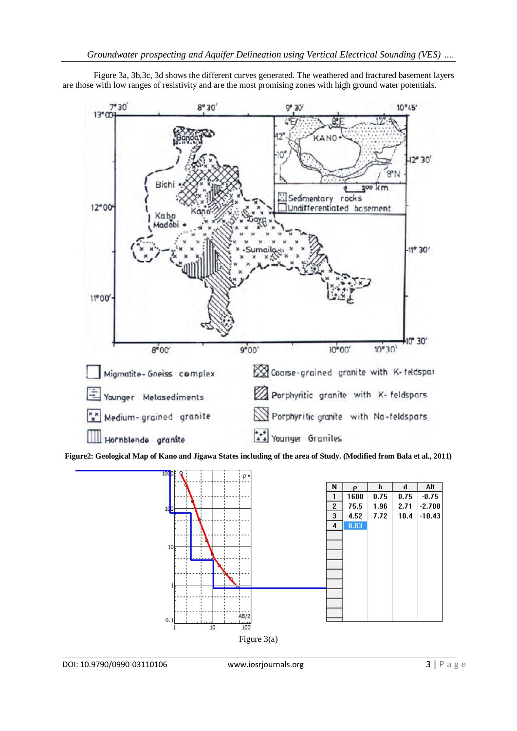Figure 3a, 3b,3c, 3d shows the different curves generated. The weathered and fractured basement layers are those with low ranges of resistivity and are the most promising zones with high ground water potentials.

**Figure2: Geological Map of Kano and Jigawa States including of the area of Study. (Modified from Bala et al., 2011)**

| N | ρ | h | d | Alt |
|---|---|---|---|---|
| 1 | 1600 | 0.75 | 0.75 | -0.75 |
| 2 | 75.5 | 1.96 | 2.71 | -2.708 |
| 3 | 4.52 | 7.72 | 10.4 | -10.43 |
| 4 | 0.83 | | | |

Figure 3(a)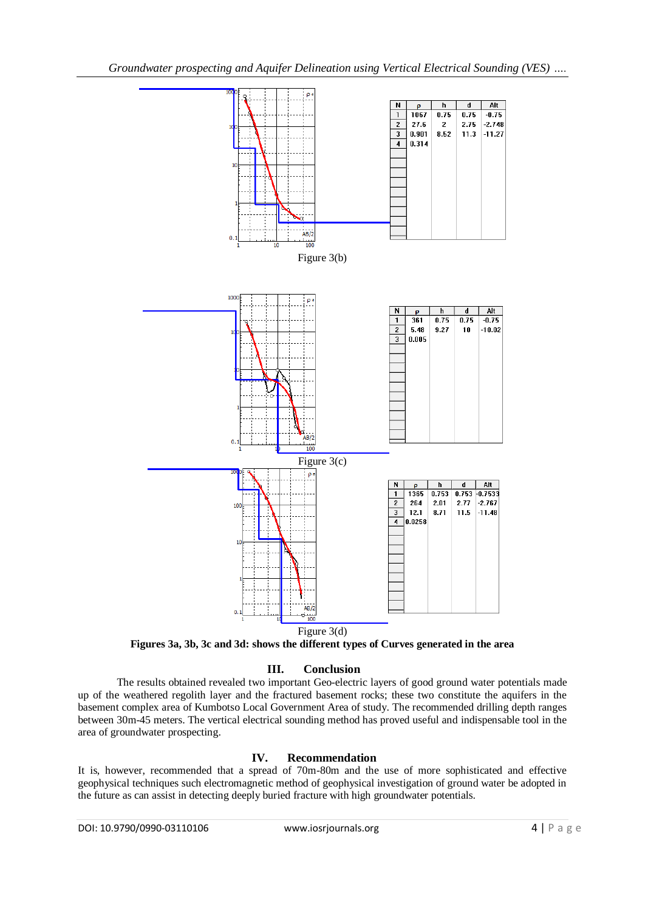| N | ρ | h | d | Alt |
|---|---|---|---|---|
| 1 | 1067 | 0.75 | 0.75 | -0.75 |
| 2 | 27.6 | 2 | 2.75 | -2.748 |
| 3 | 0.901 | 8.52 | 11.3 | -11.27 |
| 4 | 0.314 | | | |

Figure 3(b)

| N | ρ | h | d | Alt |
|---|---|---|---|---|
| 1 | 361 | 0.75 | 0.75 | -0.75 |
| 2 | 5.48 | 9.27 | 10 | -10.02 |
| 3 | 0.005 | | | |

Figure 3(c)

| N | ρ | h | d | Alt |
|---|---|---|---|---|
| 1 | 1365 | 0.753 | 0.753 | -0.7533 |
| 2 | 264 | 2.01 | 2.77 | -2.767 |
| 3 | 12.1 | 8.71 | 11.5 | -11.48 |
| 4 | 0.0258 | | | |

Figure 3(d)

**Figures 3a, 3b, 3c and 3d: shows the different types of Curves generated in the area**

## III. Conclusion

The results obtained revealed two important Geo-electric layers of good ground water potentials made up of the weathered regolith layer and the fractured basement rocks; these two constitute the aquifers in the basement complex area of Kumbotso Local Government Area of study. The recommended drilling depth ranges between 30m-45 meters. The vertical electrical sounding method has proved useful and indispensable tool in the area of groundwater prospecting.

## IV. Recommendation

It is, however, recommended that a spread of 70m-80m and the use of more sophisticated and effective geophysical techniques such electromagnetic method of geophysical investigation of ground water be adopted in the future as can assist in detecting deeply buried fracture with high groundwater potentials.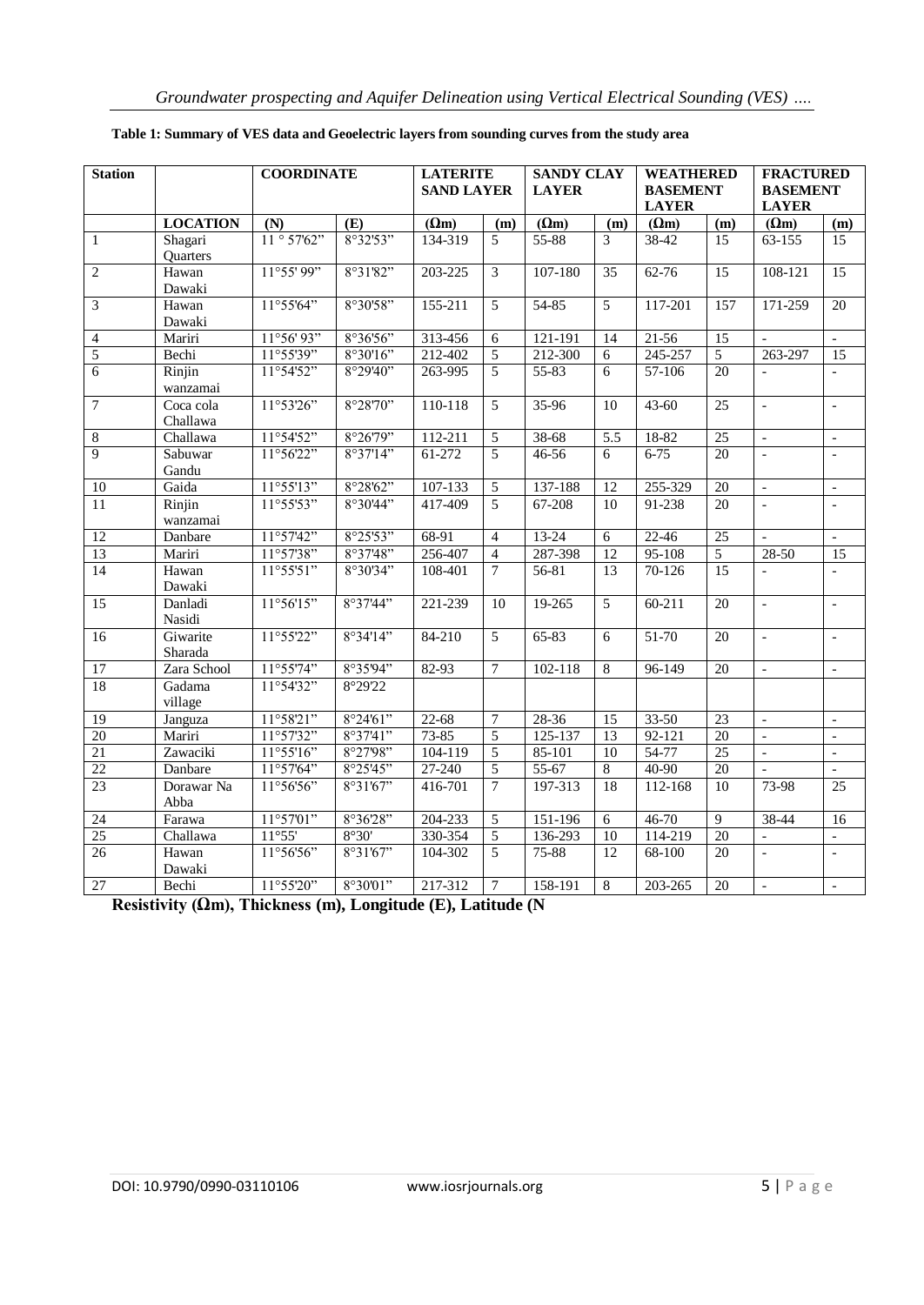**Table 1: Summary of VES data and Geoelectric layers from sounding curves from the study area**

| Station | | COORDINATE | | LATERITE SAND LAYER | | SANDY CLAY LAYER | | WEATHERED BASEMENT LAYER | | FRACTURED BASEMENT LAYER | |
|---|---|---|---|---|---|---|---|---|---|---|---|
| | LOCATION | (N) | (E) | (Ωm) | (m) | (Ωm) | (m) | (Ωm) | (m) | (Ωm) | (m) |
| 1 | Shagari Quarters | 11 ° 57'62" | 8°32'53" | 134-319 | 5 | 55-88 | 3 | 38-42 | 15 | 63-155 | 15 |
| 2 | Hawan Dawaki | 11°55' 99" | 8°31'82" | 203-225 | 3 | 107-180 | 35 | 62-76 | 15 | 108-121 | 15 |
| 3 | Hawan Dawaki | 11°55'64" | 8°30'58" | 155-211 | 5 | 54-85 | 5 | 117-201 | 157 | 171-259 | 20 |
| 4 | Mariri | 11°56' 93" | 8°36'56" | 313-456 | 6 | 121-191 | 14 | 21-56 | 15 | - | - |
| 5 | Bechi | 11°55'39" | 8°30'16" | 212-402 | 5 | 212-300 | 6 | 245-257 | 5 | 263-297 | 15 |
| 6 | Rinjin wanzamai | 11°54'52" | 8°29'40" | 263-995 | 5 | 55-83 | 6 | 57-106 | 20 | - | - |
| 7 | Coca cola Challawa | 11°53'26" | 8°28'70" | 110-118 | 5 | 35-96 | 10 | 43-60 | 25 | - | - |
| 8 | Challawa | 11°54'52" | 8°26'79" | 112-211 | 5 | 38-68 | 5.5 | 18-82 | 25 | - | - |
| 9 | Sabuwar Gandu | 11°56'22" | 8°37'14" | 61-272 | 5 | 46-56 | 6 | 6-75 | 20 | - | - |
| 10 | Gaida | 11°55'13" | 8°28'62" | 107-133 | 5 | 137-188 | 12 | 255-329 | 20 | - | - |
| 11 | Rinjin wanzamai | 11°55'53" | 8°30'44" | 417-409 | 5 | 67-208 | 10 | 91-238 | 20 | - | - |
| 12 | Danbare | 11°57'42" | 8°25'53" | 68-91 | 4 | 13-24 | 6 | 22-46 | 25 | - | - |
| 13 | Mariri | 11°57'38" | 8°37'48" | 256-407 | 4 | 287-398 | 12 | 95-108 | 5 | 28-50 | 15 |
| 14 | Hawan Dawaki | 11°55'51" | 8°30'34" | 108-401 | 7 | 56-81 | 13 | 70-126 | 15 | - | - |
| 15 | Danladi Nasidi | 11°56'15" | 8°37'44" | 221-239 | 10 | 19-265 | 5 | 60-211 | 20 | - | - |
| 16 | Giwarite Sharada | 11°55'22" | 8°34'14" | 84-210 | 5 | 65-83 | 6 | 51-70 | 20 | - | - |
| 17 | Zara School | 11°55'74" | 8°35'94" | 82-93 | 7 | 102-118 | 8 | 96-149 | 20 | - | - |
| 18 | Gadama village | 11°54'32" | 8°29'22 | | | | | | | | |
| 19 | Janguza | 11°58'21" | 8°24'61" | 22-68 | 7 | 28-36 | 15 | 33-50 | 23 | - | - |
| 20 | Mariri | 11°57'32" | 8°37'41" | 73-85 | 5 | 125-137 | 13 | 92-121 | 20 | - | - |
| 21 | Zawaciki | 11°55'16" | 8°27'98" | 104-119 | 5 | 85-101 | 10 | 54-77 | 25 | - | - |
| 22 | Danbare | 11°57'64" | 8°25'45" | 27-240 | 5 | 55-67 | 8 | 40-90 | 20 | - | - |
| 23 | Dorawar Na Abba | 11°56'56" | 8°31'67" | 416-701 | 7 | 197-313 | 18 | 112-168 | 10 | 73-98 | 25 |
| 24 | Farawa | 11°57'01" | 8°36'28" | 204-233 | 5 | 151-196 | 6 | 46-70 | 9 | 38-44 | 16 |
| 25 | Challawa | 11°55' | 8°30' | 330-354 | 5 | 136-293 | 10 | 114-219 | 20 | - | - |
| 26 | Hawan Dawaki | 11°56'56" | 8°31'67" | 104-302 | 5 | 75-88 | 12 | 68-100 | 20 | - | - |
| 27 | Bechi | 11°55'20" | 8°30'01" | 217-312 | 7 | 158-191 | 8 | 203-265 | 20 | - | - |

**Resistivity (Ωm), Thickness (m), Longitude (E), Latitude (N**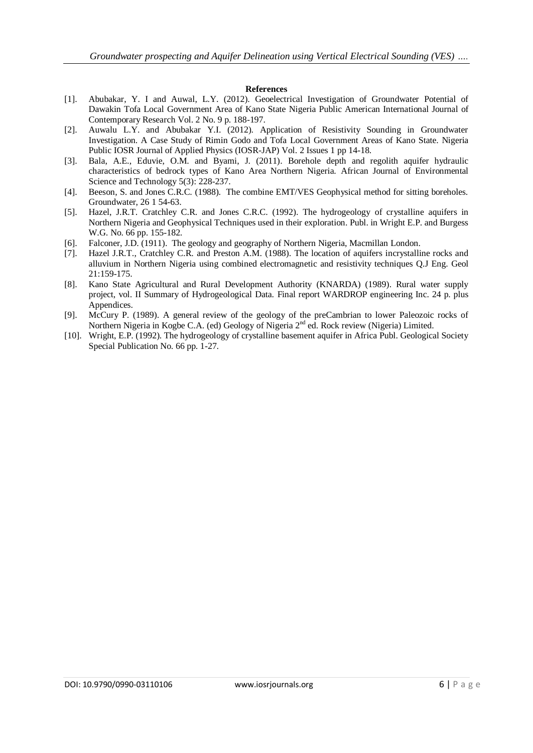**References**

[1]. Abubakar, Y. I and Auwal, L.Y. (2012). Geoelectrical Investigation of Groundwater Potential of Dawakin Tofa Local Government Area of Kano State Nigeria Public American International Journal of Contemporary Research Vol. 2 No. 9 p. 188-197.

[2]. Auwalu L.Y. and Abubakar Y.I. (2012). Application of Resistivity Sounding in Groundwater Investigation. A Case Study of Rimin Godo and Tofa Local Government Areas of Kano State. Nigeria Public IOSR Journal of Applied Physics (IOSR-JAP) Vol. 2 Issues 1 pp 14-18.

[3]. Bala, A.E., Eduvie, O.M. and Byami, J. (2011). Borehole depth and regolith aquifer hydraulic characteristics of bedrock types of Kano Area Northern Nigeria. African Journal of Environmental Science and Technology 5(3): 228-237.

[4]. Beeson, S. and Jones C.R.C. (1988). The combine EMT/VES Geophysical method for sitting boreholes. Groundwater, 26 1 54-63.

[5]. Hazel, J.R.T. Cratchley C.R. and Jones C.R.C. (1992). The hydrogeology of crystalline aquifers in Northern Nigeria and Geophysical Techniques used in their exploration. Publ. in Wright E.P. and Burgess W.G. No. 66 pp. 155-182.

[6]. Falconer, J.D. (1911). The geology and geography of Northern Nigeria, Macmillan London.

[7]. Hazel J.R.T., Cratchley C.R. and Preston A.M. (1988). The location of aquifers incrystalline rocks and alluvium in Northern Nigeria using combined electromagnetic and resistivity techniques Q.J Eng. Geol 21:159-175.

[8]. Kano State Agricultural and Rural Development Authority (KNARDA) (1989). Rural water supply project, vol. II Summary of Hydrogeological Data. Final report WARDROP engineering Inc. 24 p. plus Appendices.

[9]. McCury P. (1989). A general review of the geology of the preCambrian to lower Paleozoic rocks of Northern Nigeria in Kogbe C.A. (ed) Geology of Nigeria 2nd ed. Rock review (Nigeria) Limited.

[10]. Wright, E.P. (1992). The hydrogeology of crystalline basement aquifer in Africa Publ. Geological Society Special Publication No. 66 pp. 1-27.